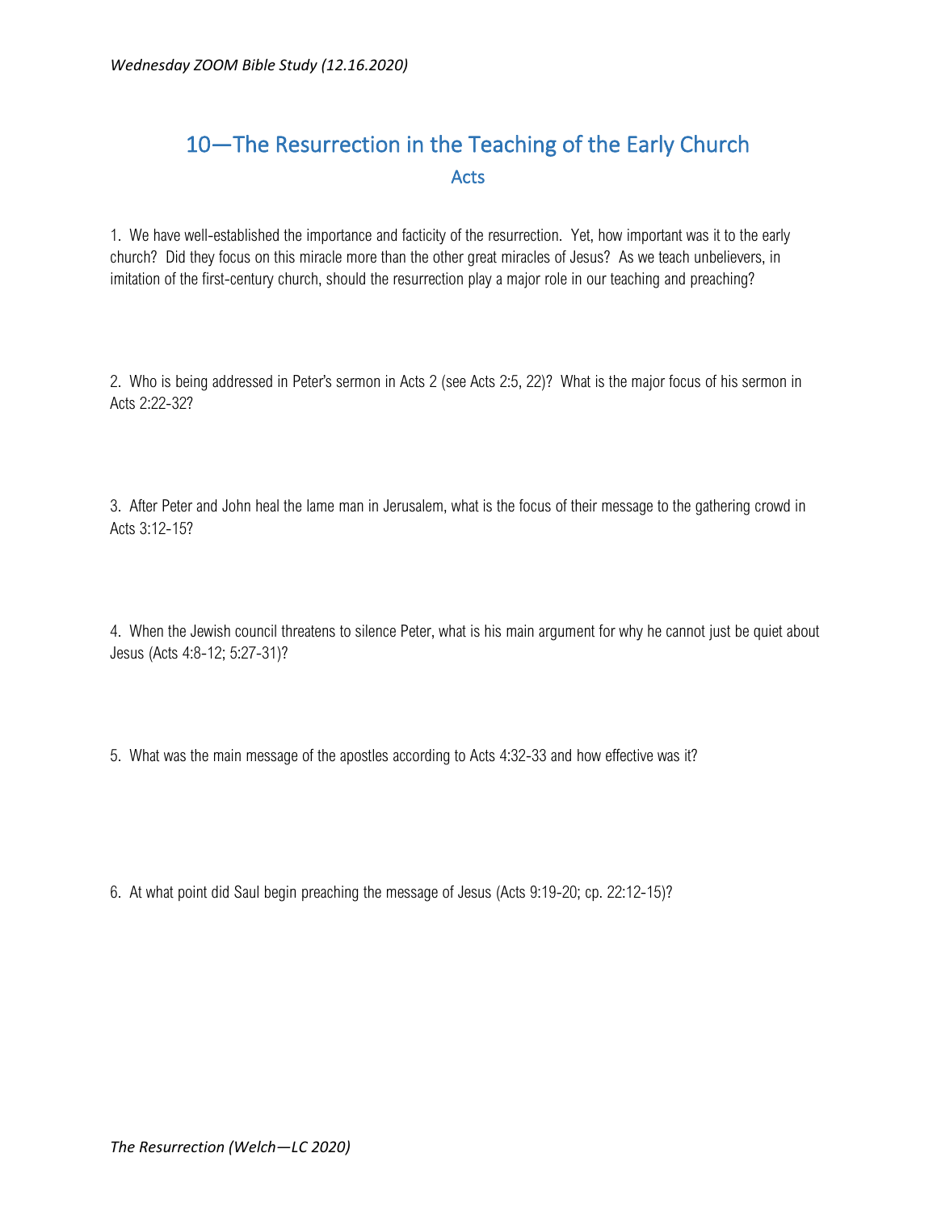# 10—The Resurrection in the Teaching of the Early Church

## Acts

1. We have well-established the importance and facticity of the resurrection. Yet, how important was it to the early church? Did they focus on this miracle more than the other great miracles of Jesus? As we teach unbelievers, in imitation of the first-century church, should the resurrection play a major role in our teaching and preaching?

2. Who is being addressed in Peter's sermon in Acts 2 (see Acts 2:5, 22)? What is the major focus of his sermon in Acts 2:22-32?

3. After Peter and John heal the lame man in Jerusalem, what is the focus of their message to the gathering crowd in Acts 3:12-15?

4. When the Jewish council threatens to silence Peter, what is his main argument for why he cannot just be quiet about Jesus (Acts 4:8-12; 5:27-31)?

5. What was the main message of the apostles according to Acts 4:32-33 and how effective was it?

6. At what point did Saul begin preaching the message of Jesus (Acts 9:19-20; cp. 22:12-15)?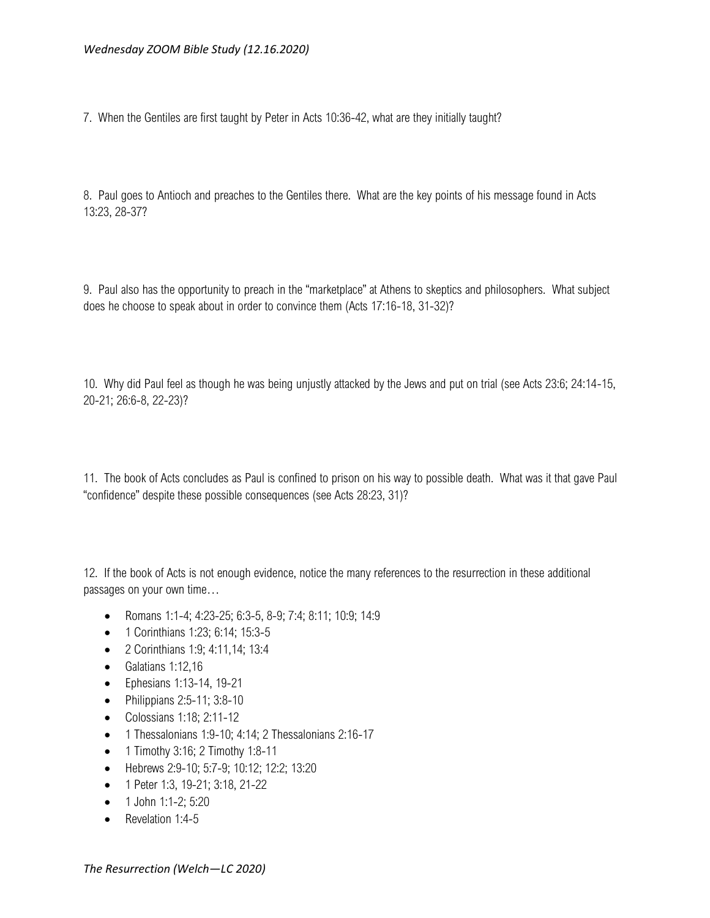7. When the Gentiles are first taught by Peter in Acts 10:36-42, what are they initially taught?

8. Paul goes to Antioch and preaches to the Gentiles there. What are the key points of his message found in Acts 13:23, 28-37?

9. Paul also has the opportunity to preach in the "marketplace" at Athens to skeptics and philosophers. What subject does he choose to speak about in order to convince them (Acts 17:16-18, 31-32)?

10. Why did Paul feel as though he was being unjustly attacked by the Jews and put on trial (see Acts 23:6; 24:14-15, 20-21; 26:6-8, 22-23)?

11. The book of Acts concludes as Paul is confined to prison on his way to possible death. What was it that gave Paul "confidence" despite these possible consequences (see Acts 28:23, 31)?

12. If the book of Acts is not enough evidence, notice the many references to the resurrection in these additional passages on your own time…

- Romans 1:1-4; 4:23-25; 6:3-5, 8-9; 7:4; 8:11; 10:9; 14:9
- 1 Corinthians 1:23; 6:14; 15:3-5
- 2 Corinthians 1:9; 4:11,14; 13:4
- Galatians 1:12,16
- Ephesians 1:13-14, 19-21
- Philippians 2:5-11; 3:8-10
- Colossians 1:18; 2:11-12
- 1 Thessalonians 1:9-10; 4:14; 2 Thessalonians 2:16-17
- 1 Timothy 3:16; 2 Timothy 1:8-11
- Hebrews 2:9-10; 5:7-9; 10:12; 12:2; 13:20
- 1 Peter 1:3, 19-21; 3:18, 21-22
- 1 John 1:1-2; 5:20
- Revelation 1:4-5